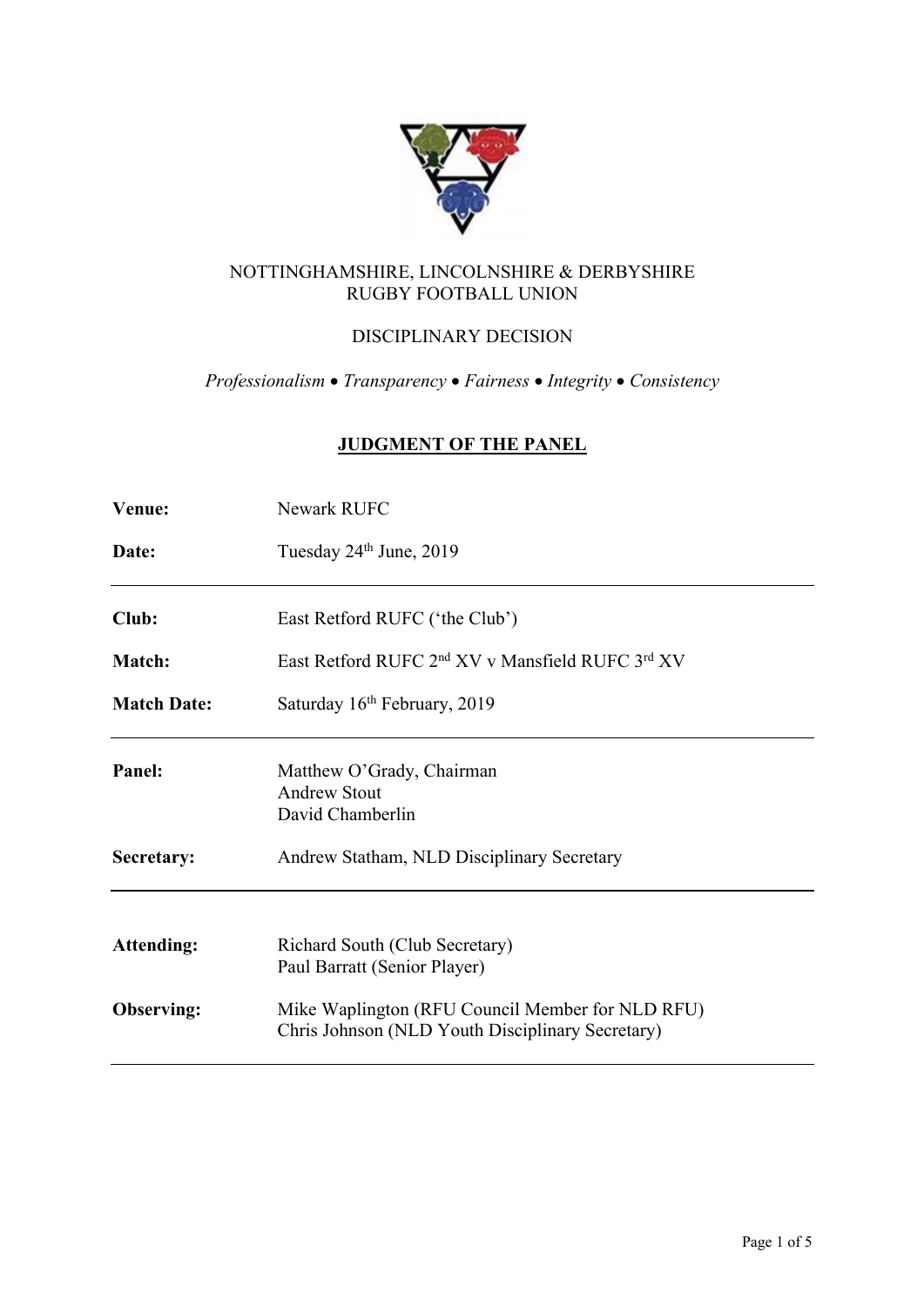NOTTINGHAMSHIRE, LINCOLNSHIRE & DERBYSHIRE
RUGBY FOOTBALL UNION

DISCIPLINARY DECISION

*Professionalism • Transparency • Fairness • Integrity • Consistency*

# JUDGMENT OF THE PANEL

| | |
|---|---|
| **Venue:** | Newark RUFC |
| **Date:** | Tuesday 24th June, 2019 |
| **Club:** | East Retford RUFC ('the Club') |
| **Match:** | East Retford RUFC 2nd XV v Mansfield RUFC 3rd XV |
| **Match Date:** | Saturday 16th February, 2019 |
| **Panel:** | Matthew O'Grady, Chairman<br>Andrew Stout<br>David Chamberlin |
| **Secretary:** | Andrew Statham, NLD Disciplinary Secretary |
| **Attending:** | Richard South (Club Secretary)<br>Paul Barratt (Senior Player) |
| **Observing:** | Mike Waplington (RFU Council Member for NLD RFU)<br>Chris Johnson (NLD Youth Disciplinary Secretary) |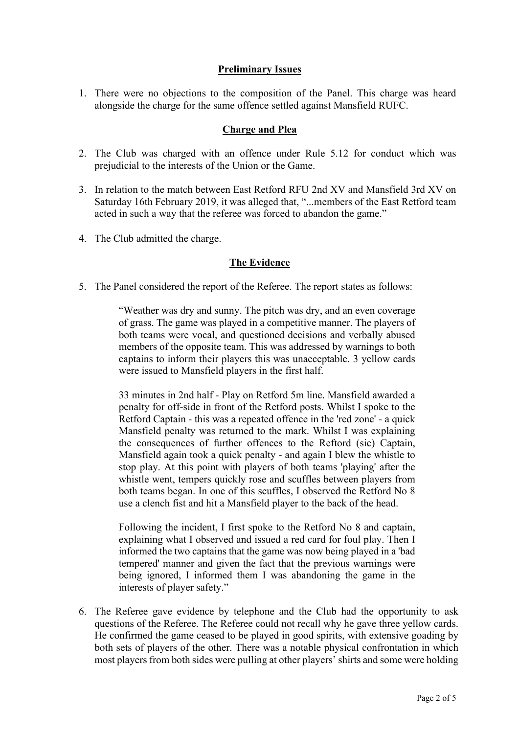## Preliminary Issues

1. There were no objections to the composition of the Panel. This charge was heard alongside the charge for the same offence settled against Mansfield RUFC.

## Charge and Plea

2. The Club was charged with an offence under Rule 5.12 for conduct which was prejudicial to the interests of the Union or the Game.

3. In relation to the match between East Retford RFU 2nd XV and Mansfield 3rd XV on Saturday 16th February 2019, it was alleged that, "...members of the East Retford team acted in such a way that the referee was forced to abandon the game."

4. The Club admitted the charge.

## The Evidence

5. The Panel considered the report of the Referee. The report states as follows:

> "Weather was dry and sunny. The pitch was dry, and an even coverage of grass. The game was played in a competitive manner. The players of both teams were vocal, and questioned decisions and verbally abused members of the opposite team. This was addressed by warnings to both captains to inform their players this was unacceptable. 3 yellow cards were issued to Mansfield players in the first half.
>
> 33 minutes in 2nd half - Play on Retford 5m line. Mansfield awarded a penalty for off-side in front of the Retford posts. Whilst I spoke to the Retford Captain - this was a repeated offence in the 'red zone' - a quick Mansfield penalty was returned to the mark. Whilst I was explaining the consequences of further offences to the Reftord (sic) Captain, Mansfield again took a quick penalty - and again I blew the whistle to stop play. At this point with players of both teams 'playing' after the whistle went, tempers quickly rose and scuffles between players from both teams began. In one of this scuffles, I observed the Retford No 8 use a clench fist and hit a Mansfield player to the back of the head.
>
> Following the incident, I first spoke to the Retford No 8 and captain, explaining what I observed and issued a red card for foul play. Then I informed the two captains that the game was now being played in a 'bad tempered' manner and given the fact that the previous warnings were being ignored, I informed them I was abandoning the game in the interests of player safety."

6. The Referee gave evidence by telephone and the Club had the opportunity to ask questions of the Referee. The Referee could not recall why he gave three yellow cards. He confirmed the game ceased to be played in good spirits, with extensive goading by both sets of players of the other. There was a notable physical confrontation in which most players from both sides were pulling at other players' shirts and some were holding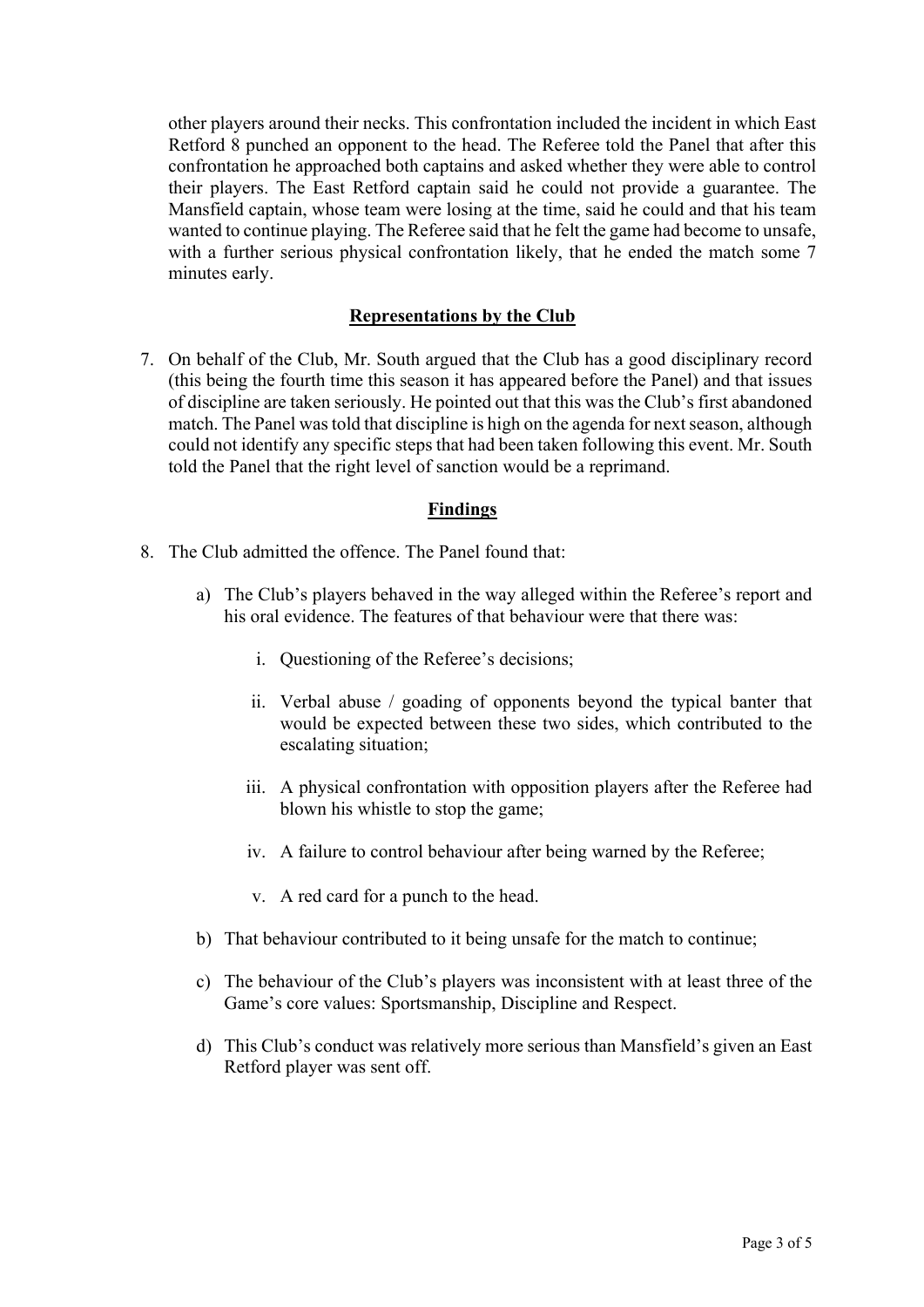other players around their necks. This confrontation included the incident in which East Retford 8 punched an opponent to the head. The Referee told the Panel that after this confrontation he approached both captains and asked whether they were able to control their players. The East Retford captain said he could not provide a guarantee. The Mansfield captain, whose team were losing at the time, said he could and that his team wanted to continue playing. The Referee said that he felt the game had become to unsafe, with a further serious physical confrontation likely, that he ended the match some 7 minutes early.

## Representations by the Club

7. On behalf of the Club, Mr. South argued that the Club has a good disciplinary record (this being the fourth time this season it has appeared before the Panel) and that issues of discipline are taken seriously. He pointed out that this was the Club's first abandoned match. The Panel was told that discipline is high on the agenda for next season, although could not identify any specific steps that had been taken following this event. Mr. South told the Panel that the right level of sanction would be a reprimand.

## Findings

8. The Club admitted the offence. The Panel found that:

   a) The Club's players behaved in the way alleged within the Referee's report and his oral evidence. The features of that behaviour were that there was:

      i. Questioning of the Referee's decisions;

      ii. Verbal abuse / goading of opponents beyond the typical banter that would be expected between these two sides, which contributed to the escalating situation;

      iii. A physical confrontation with opposition players after the Referee had blown his whistle to stop the game;

      iv. A failure to control behaviour after being warned by the Referee;

      v. A red card for a punch to the head.

   b) That behaviour contributed to it being unsafe for the match to continue;

   c) The behaviour of the Club's players was inconsistent with at least three of the Game's core values: Sportsmanship, Discipline and Respect.

   d) This Club's conduct was relatively more serious than Mansfield's given an East Retford player was sent off.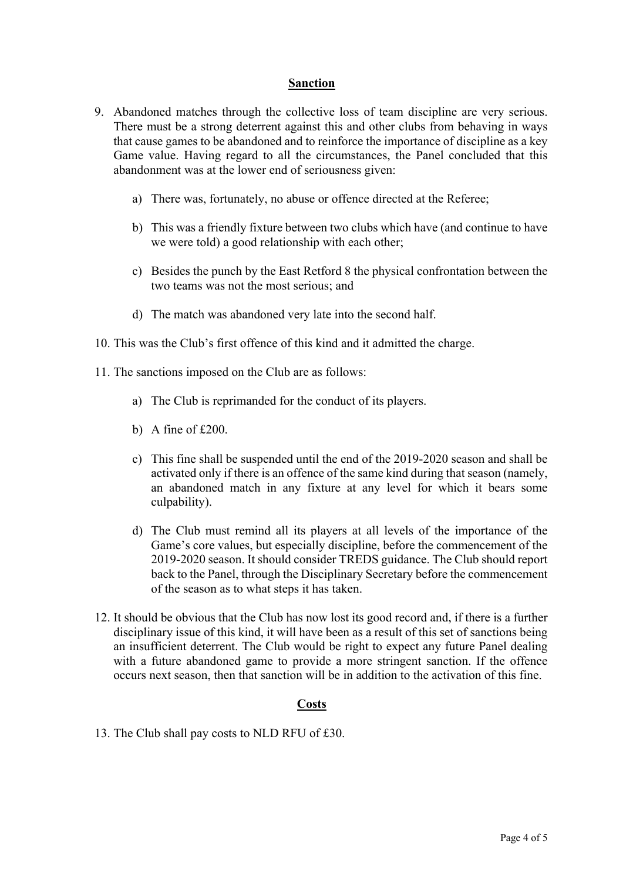## Sanction

9. Abandoned matches through the collective loss of team discipline are very serious. There must be a strong deterrent against this and other clubs from behaving in ways that cause games to be abandoned and to reinforce the importance of discipline as a key Game value. Having regard to all the circumstances, the Panel concluded that this abandonment was at the lower end of seriousness given:

   a) There was, fortunately, no abuse or offence directed at the Referee;

   b) This was a friendly fixture between two clubs which have (and continue to have we were told) a good relationship with each other;

   c) Besides the punch by the East Retford 8 the physical confrontation between the two teams was not the most serious; and

   d) The match was abandoned very late into the second half.

10. This was the Club's first offence of this kind and it admitted the charge.

11. The sanctions imposed on the Club are as follows:

    a) The Club is reprimanded for the conduct of its players.

    b) A fine of £200.

    c) This fine shall be suspended until the end of the 2019-2020 season and shall be activated only if there is an offence of the same kind during that season (namely, an abandoned match in any fixture at any level for which it bears some culpability).

    d) The Club must remind all its players at all levels of the importance of the Game's core values, but especially discipline, before the commencement of the 2019-2020 season. It should consider TREDS guidance. The Club should report back to the Panel, through the Disciplinary Secretary before the commencement of the season as to what steps it has taken.

12. It should be obvious that the Club has now lost its good record and, if there is a further disciplinary issue of this kind, it will have been as a result of this set of sanctions being an insufficient deterrent. The Club would be right to expect any future Panel dealing with a future abandoned game to provide a more stringent sanction. If the offence occurs next season, then that sanction will be in addition to the activation of this fine.

## Costs

13. The Club shall pay costs to NLD RFU of £30.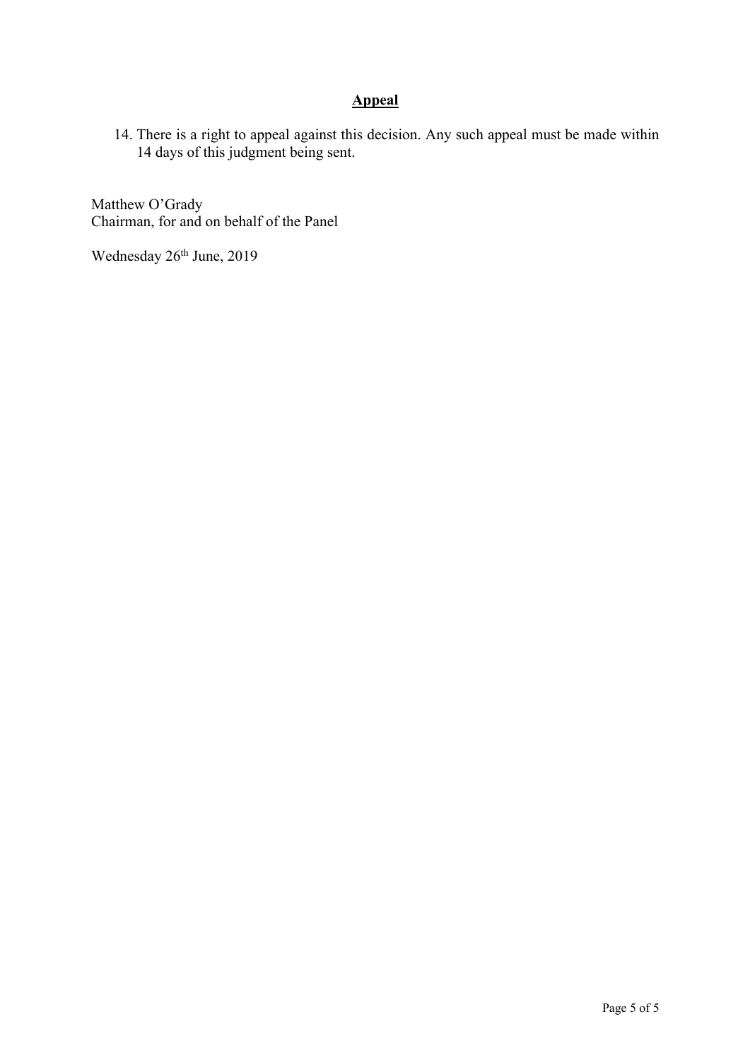## Appeal

14. There is a right to appeal against this decision. Any such appeal must be made within 14 days of this judgment being sent.

Matthew O'Grady
Chairman, for and on behalf of the Panel

Wednesday 26th June, 2019